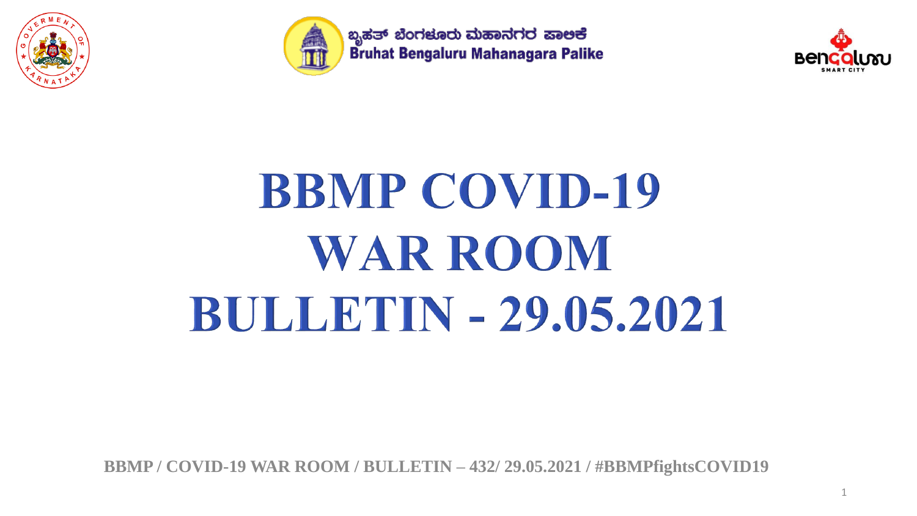ಬೃಹತ್ ಬೆಂಗಳೂರು ಮಹಾನಗರ ಪಾಲಿಕೆ
Bruhat Bengaluru Mahanagara Palike

# BBMP COVID-19 WAR ROOM BULLETIN - 29.05.2021

**BBMP / COVID-19 WAR ROOM / BULLETIN – 432/ 29.05.2021 / #BBMPfightsCOVID19**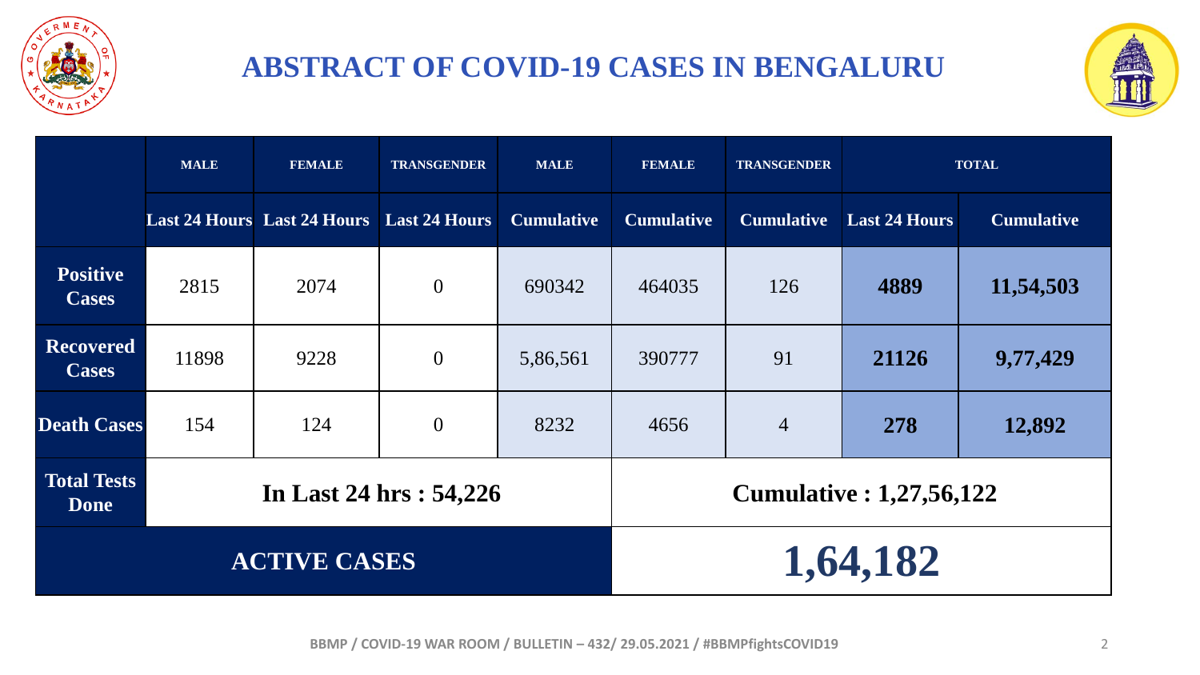# ABSTRACT OF COVID-19 CASES IN BENGALURU

| | MALE | FEMALE | TRANSGENDER | MALE | FEMALE | TRANSGENDER | TOTAL | |
|---|---|---|---|---|---|---|---|---|
| | Last 24 Hours | Last 24 Hours | Last 24 Hours | Cumulative | Cumulative | Cumulative | Last 24 Hours | Cumulative |
| **Positive Cases** | 2815 | 2074 | 0 | 690342 | 464035 | 126 | **4889** | **11,54,503** |
| **Recovered Cases** | 11898 | 9228 | 0 | 5,86,561 | 390777 | 91 | **21126** | **9,77,429** |
| **Death Cases** | 154 | 124 | 0 | 8232 | 4656 | 4 | **278** | **12,892** |
| **Total Tests Done** | **In Last 24 hrs : 54,226** | | | | **Cumulative : 1,27,56,122** | | | |
| **ACTIVE CASES** | | | | | **1,64,182** | | | |

BBMP / COVID-19 WAR ROOM / BULLETIN – 432/ 29.05.2021 / #BBMPfightsCOVID19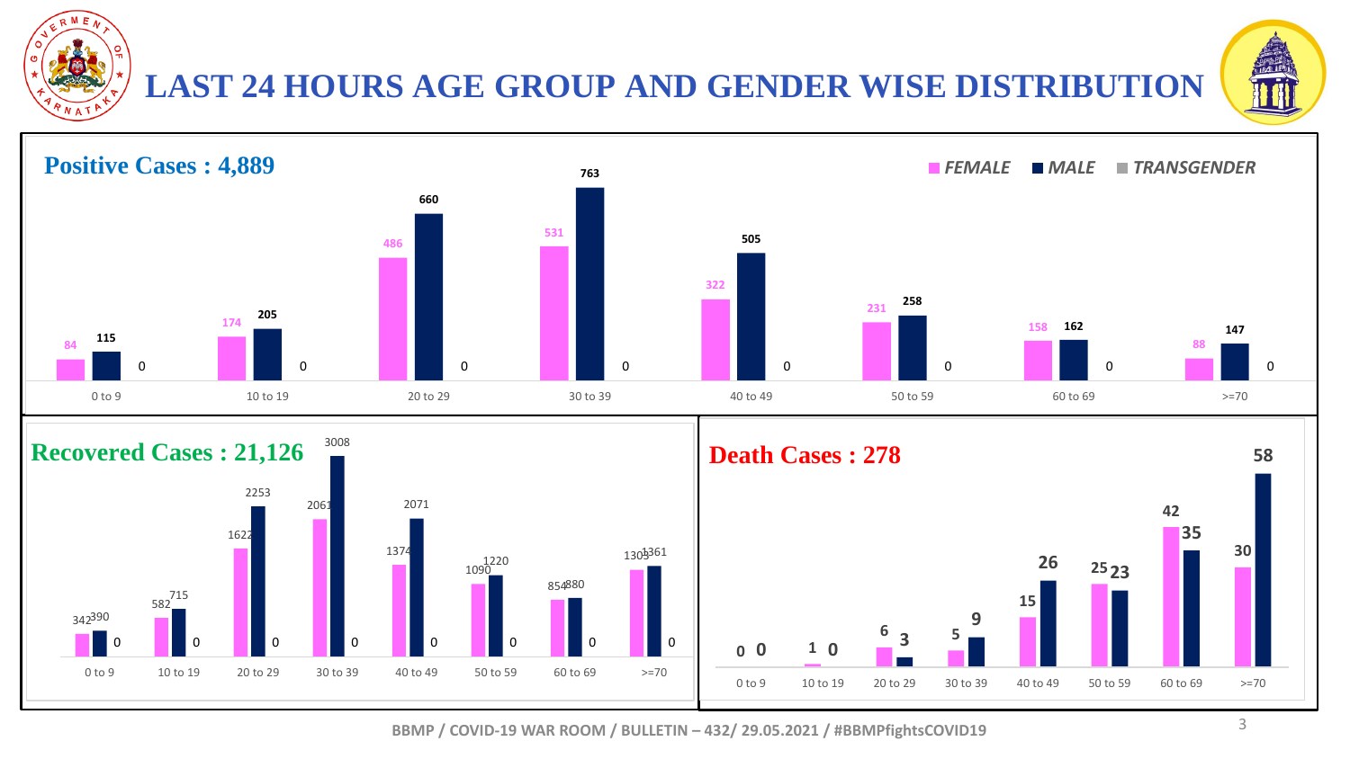# LAST 24 HOURS AGE GROUP AND GENDER WISE DISTRIBUTION

## Positive Cases : 4,889

| Age Group | FEMALE | MALE | TRANSGENDER |
|---|---|---|---|
| 0 to 9 | 84 | 115 | 0 |
| 10 to 19 | 174 | 205 | 0 |
| 20 to 29 | 486 | 660 | 0 |
| 30 to 39 | 531 | 763 | 0 |
| 40 to 49 | 322 | 505 | 0 |
| 50 to 59 | 231 | 258 | 0 |
| 60 to 69 | 158 | 162 | 0 |
| >=70 | 88 | 147 | 0 |

## Recovered Cases : 21,126

| Age Group | FEMALE | MALE | TRANSGENDER |
|---|---|---|---|
| 0 to 9 | 342 | 390 | 0 |
| 10 to 19 | 582 | 715 | 0 |
| 20 to 29 | 1622 | 2253 | 0 |
| 30 to 39 | 2061 | 3008 | 0 |
| 40 to 49 | 1374 | 2071 | 0 |
| 50 to 59 | 1090 | 1220 | 0 |
| 60 to 69 | 854 | 880 | 0 |
| >=70 | 1303 | 1361 | 0 |

## Death Cases : 278

| Age Group | FEMALE | MALE |
|---|---|---|
| 0 to 9 | 0 | 0 |
| 10 to 19 | 1 | 0 |
| 20 to 29 | 6 | 3 |
| 30 to 39 | 5 | 9 |
| 40 to 49 | 15 | 26 |
| 50 to 59 | 25 | 23 |
| 60 to 69 | 42 | 35 |
| >=70 | 30 | 58 |

BBMP / COVID-19 WAR ROOM / BULLETIN – 432/ 29.05.2021 / #BBMPfightsCOVID19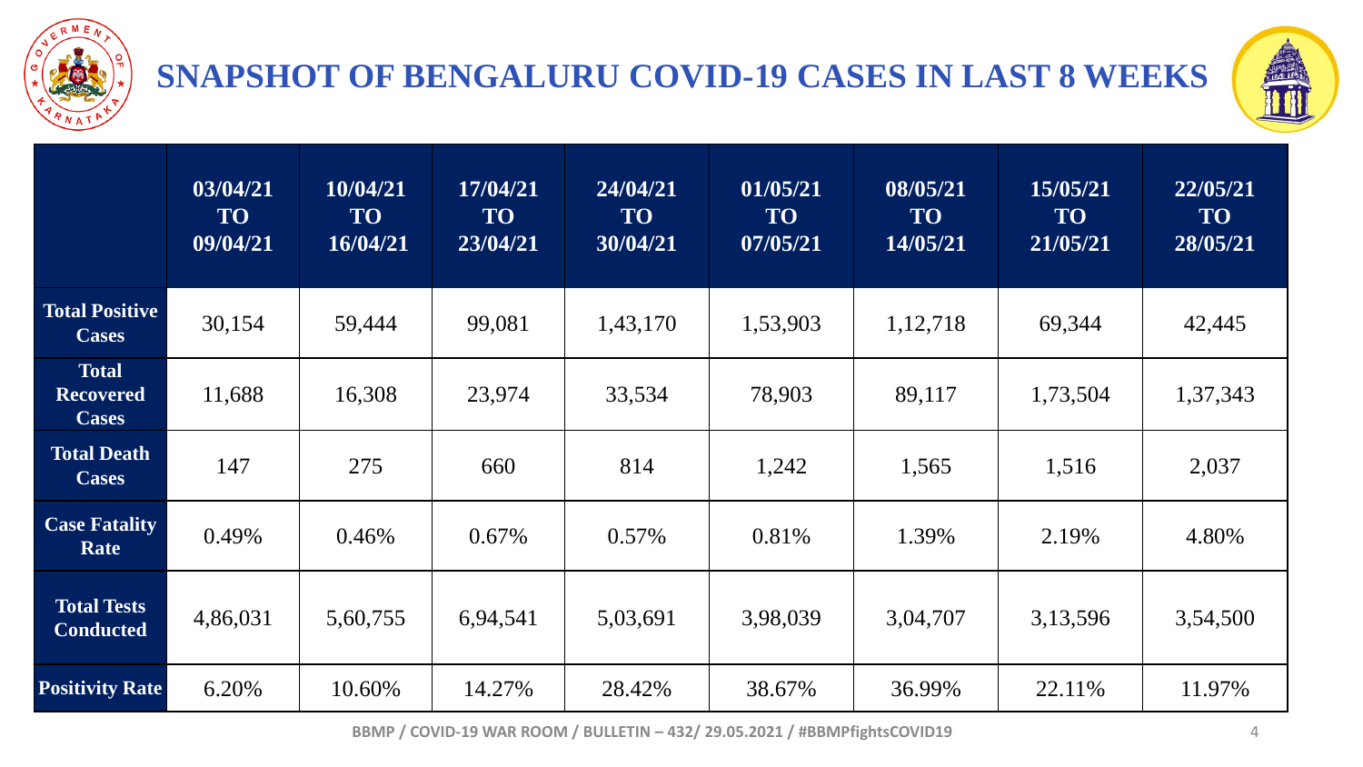# SNAPSHOT OF BENGALURU COVID-19 CASES IN LAST 8 WEEKS

| | 03/04/21 TO 09/04/21 | 10/04/21 TO 16/04/21 | 17/04/21 TO 23/04/21 | 24/04/21 TO 30/04/21 | 01/05/21 TO 07/05/21 | 08/05/21 TO 14/05/21 | 15/05/21 TO 21/05/21 | 22/05/21 TO 28/05/21 |
|---|---|---|---|---|---|---|---|---|
| **Total Positive Cases** | 30,154 | 59,444 | 99,081 | 1,43,170 | 1,53,903 | 1,12,718 | 69,344 | 42,445 |
| **Total Recovered Cases** | 11,688 | 16,308 | 23,974 | 33,534 | 78,903 | 89,117 | 1,73,504 | 1,37,343 |
| **Total Death Cases** | 147 | 275 | 660 | 814 | 1,242 | 1,565 | 1,516 | 2,037 |
| **Case Fatality Rate** | 0.49% | 0.46% | 0.67% | 0.57% | 0.81% | 1.39% | 2.19% | 4.80% |
| **Total Tests Conducted** | 4,86,031 | 5,60,755 | 6,94,541 | 5,03,691 | 3,98,039 | 3,04,707 | 3,13,596 | 3,54,500 |
| **Positivity Rate** | 6.20% | 10.60% | 14.27% | 28.42% | 38.67% | 36.99% | 22.11% | 11.97% |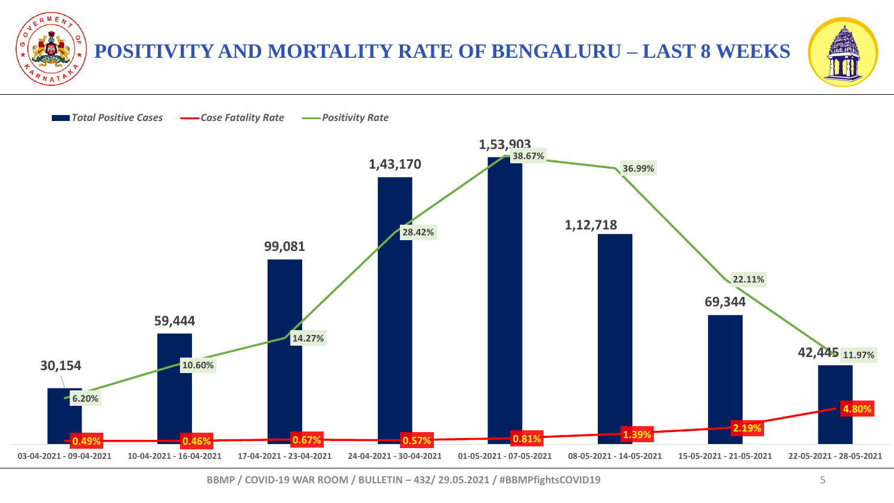# POSITIVITY AND MORTALITY RATE OF BENGALURU – LAST 8 WEEKS

*Total Positive Cases* — *Case Fatality Rate* — *Positivity Rate*

| Week | Total Positive Cases | Positivity Rate | Case Fatality Rate |
|---|---|---|---|
| 03-04-2021 - 09-04-2021 | 30,154 | 6.20% | 0.49% |
| 10-04-2021 - 16-04-2021 | 59,444 | 10.60% | 0.46% |
| 17-04-2021 - 23-04-2021 | 99,081 | 14.27% | 0.67% |
| 24-04-2021 - 30-04-2021 | 1,43,170 | 28.42% | 0.57% |
| 01-05-2021 - 07-05-2021 | 1,53,903 | 38.67% | 0.81% |
| 08-05-2021 - 14-05-2021 | 1,12,718 | 36.99% | 1.39% |
| 15-05-2021 - 21-05-2021 | 69,344 | 22.11% | 2.19% |
| 22-05-2021 - 28-05-2021 | 42,445 | 11.97% | 4.80% |

BBMP / COVID-19 WAR ROOM / BULLETIN – 432/ 29.05.2021 / #BBMPfightsCOVID19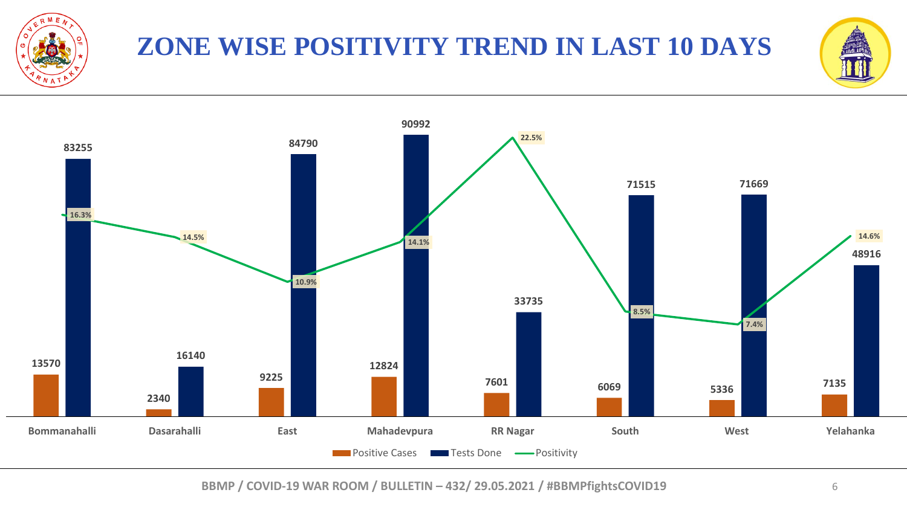# ZONE WISE POSITIVITY TREND IN LAST 10 DAYS

| Zone | Positive Cases | Tests Done | Positivity |
|---|---|---|---|
| Bommanahalli | 13570 | 83255 | 16.3% |
| Dasarahalli | 2340 | 16140 | 14.5% |
| East | 9225 | 84790 | 10.9% |
| Mahadevpura | 12824 | 90992 | 14.1% |
| RR Nagar | 7601 | 33735 | 22.5% |
| South | 6069 | 71515 | 8.5% |
| West | 5336 | 71669 | 7.4% |
| Yelahanka | 7135 | 48916 | 14.6% |

BBMP / COVID-19 WAR ROOM / BULLETIN – 432/ 29.05.2021 / #BBMPfightsCOVID19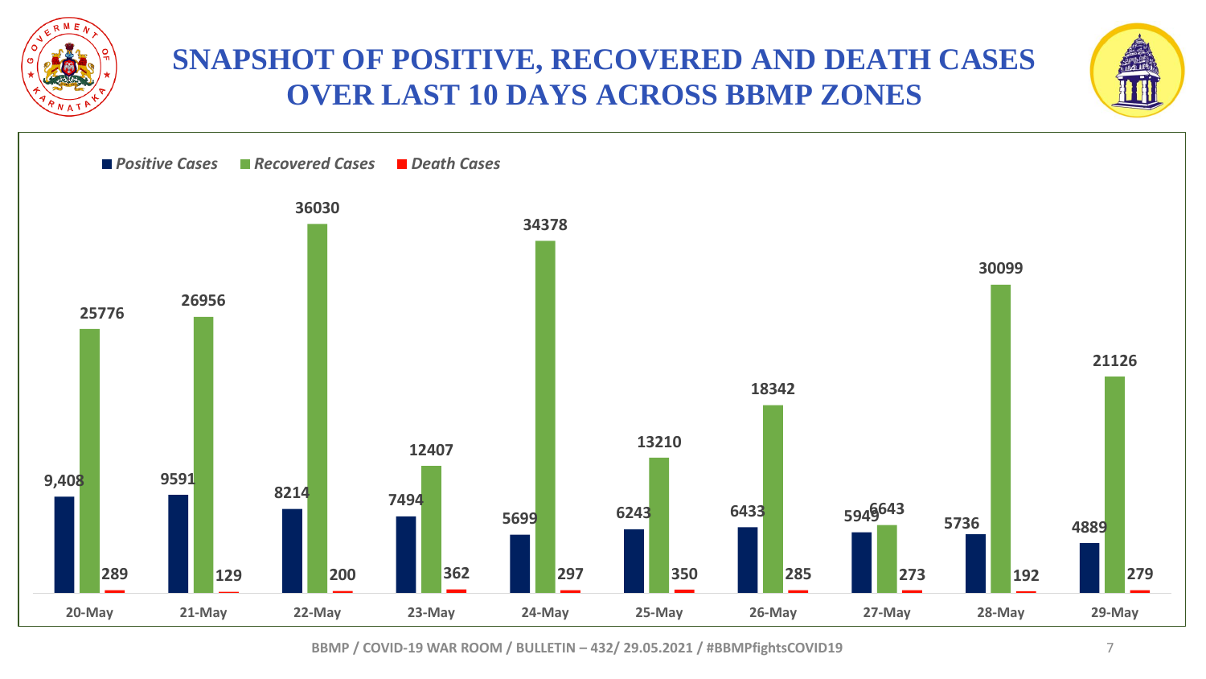# SNAPSHOT OF POSITIVE, RECOVERED AND DEATH CASES OVER LAST 10 DAYS ACROSS BBMP ZONES

| Date | Positive Cases | Recovered Cases | Death Cases |
|---|---|---|---|
| 20-May | 9,408 | 25776 | 289 |
| 21-May | 9591 | 26956 | 129 |
| 22-May | 8214 | 36030 | 200 |
| 23-May | 7494 | 12407 | 362 |
| 24-May | 5699 | 34378 | 297 |
| 25-May | 6243 | 13210 | 350 |
| 26-May | 6433 | 18342 | 285 |
| 27-May | 5949 | 6643 | 273 |
| 28-May | 5736 | 30099 | 192 |
| 29-May | 4889 | 21126 | 279 |

BBMP / COVID-19 WAR ROOM / BULLETIN – 432/ 29.05.2021 / #BBMPfightsCOVID19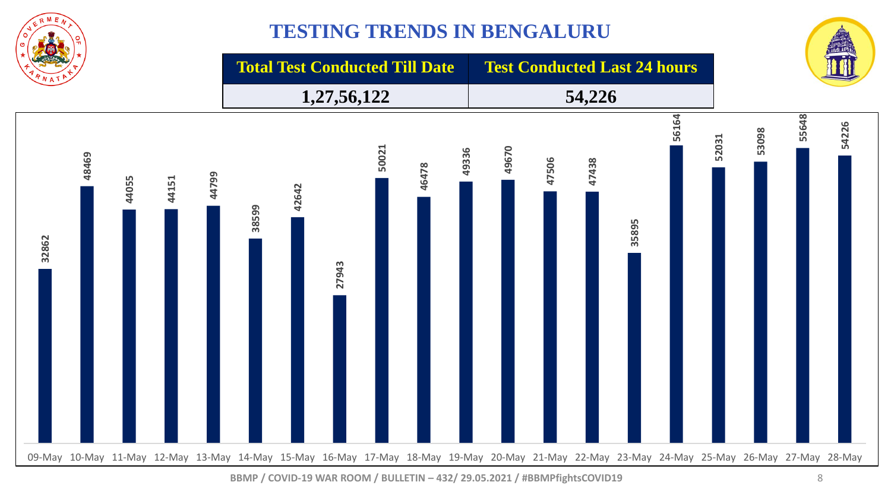# TESTING TRENDS IN BENGALURU

| Total Test Conducted Till Date | Test Conducted Last 24 hours |
|---|---|
| 1,27,56,122 | 54,226 |

| Date | Tests Conducted |
|---|---|
| 09-May | 32862 |
| 10-May | 48469 |
| 11-May | 44055 |
| 12-May | 44151 |
| 13-May | 44799 |
| 14-May | 38599 |
| 15-May | 42642 |
| 16-May | 27943 |
| 17-May | 50021 |
| 18-May | 46478 |
| 19-May | 49336 |
| 20-May | 49670 |
| 21-May | 47506 |
| 22-May | 47438 |
| 23-May | 35895 |
| 24-May | 56164 |
| 25-May | 52031 |
| 26-May | 53098 |
| 27-May | 55648 |
| 28-May | 54226 |

BBMP / COVID-19 WAR ROOM / BULLETIN – 432/ 29.05.2021 / #BBMPfightsCOVID19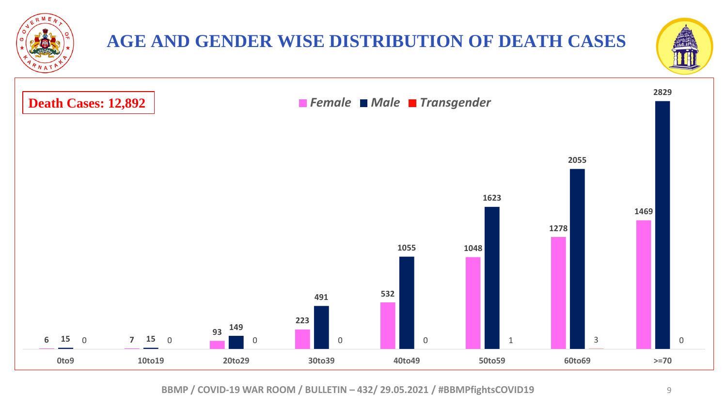# AGE AND GENDER WISE DISTRIBUTION OF DEATH CASES

**Death Cases: 12,892**

| Age Group | Female | Male | Transgender |
|---|---|---|---|
| 0to9 | 6 | 15 | 0 |
| 10to19 | 7 | 15 | 0 |
| 20to29 | 93 | 149 | 0 |
| 30to39 | 223 | 491 | 0 |
| 40to49 | 532 | 1055 | 0 |
| 50to59 | 1048 | 1623 | 1 |
| 60to69 | 1278 | 2055 | 3 |
| >=70 | 1469 | 2829 | 0 |

BBMP / COVID-19 WAR ROOM / BULLETIN – 432/ 29.05.2021 / #BBMPfightsCOVID19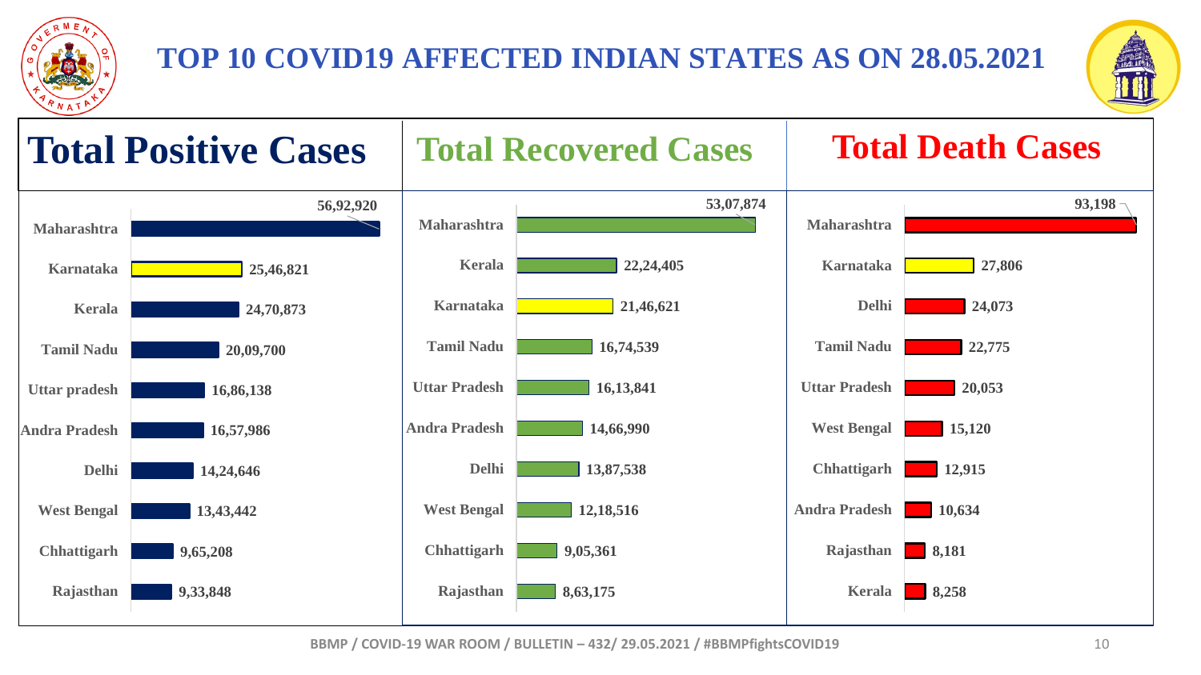# TOP 10 COVID19 AFFECTED INDIAN STATES AS ON 28.05.2021

## Total Positive Cases

| State | Cases |
|---|---|
| Maharashtra | 56,92,920 |
| Karnataka | 25,46,821 |
| Kerala | 24,70,873 |
| Tamil Nadu | 20,09,700 |
| Uttar pradesh | 16,86,138 |
| Andra Pradesh | 16,57,986 |
| Delhi | 14,24,646 |
| West Bengal | 13,43,442 |
| Chhattigarh | 9,65,208 |
| Rajasthan | 9,33,848 |

## Total Recovered Cases

| State | Cases |
|---|---|
| Maharashtra | 53,07,874 |
| Kerala | 22,24,405 |
| Karnataka | 21,46,621 |
| Tamil Nadu | 16,74,539 |
| Uttar Pradesh | 16,13,841 |
| Andra Pradesh | 14,66,990 |
| Delhi | 13,87,538 |
| West Bengal | 12,18,516 |
| Chhattigarh | 9,05,361 |
| Rajasthan | 8,63,175 |

## Total Death Cases

| State | Cases |
|---|---|
| Maharashtra | 93,198 |
| Karnataka | 27,806 |
| Delhi | 24,073 |
| Tamil Nadu | 22,775 |
| Uttar Pradesh | 20,053 |
| West Bengal | 15,120 |
| Chhattigarh | 12,915 |
| Andra Pradesh | 10,634 |
| Rajasthan | 8,181 |
| Kerala | 8,258 |

BBMP / COVID-19 WAR ROOM / BULLETIN – 432/ 29.05.2021 / #BBMPfightsCOVID19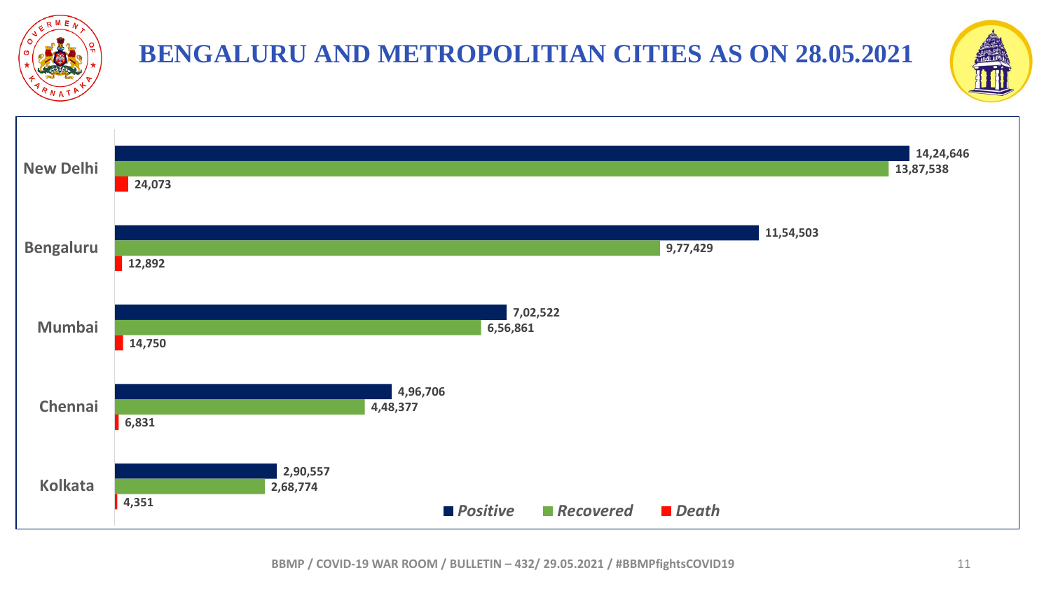# BENGALURU AND METROPOLITIAN CITIES AS ON 28.05.2021

| City | Positive | Recovered | Death |
|---|---|---|---|
| New Delhi | 14,24,646 | 13,87,538 | 24,073 |
| Bengaluru | 11,54,503 | 9,77,429 | 12,892 |
| Mumbai | 7,02,522 | 6,56,861 | 14,750 |
| Chennai | 4,96,706 | 4,48,377 | 6,831 |
| Kolkata | 2,90,557 | 2,68,774 | 4,351 |

BBMP / COVID-19 WAR ROOM / BULLETIN – 432/ 29.05.2021 / #BBMPfightsCOVID19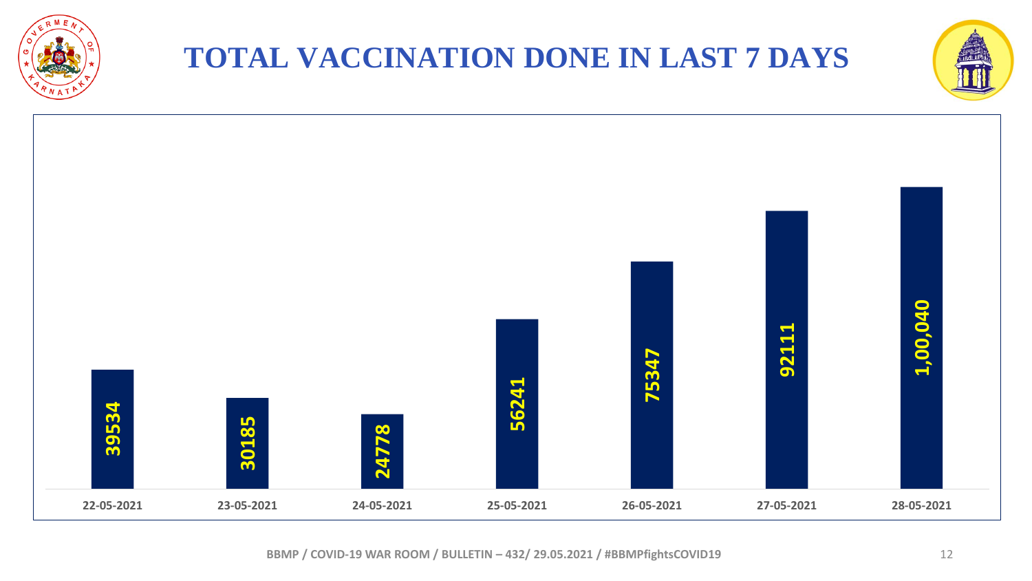# TOTAL VACCINATION DONE IN LAST 7 DAYS

| Date | Vaccinations |
|---|---|
| 22-05-2021 | 39534 |
| 23-05-2021 | 30185 |
| 24-05-2021 | 24778 |
| 25-05-2021 | 56241 |
| 26-05-2021 | 75347 |
| 27-05-2021 | 92111 |
| 28-05-2021 | 1,00,040 |

BBMP / COVID-19 WAR ROOM / BULLETIN – 432/ 29.05.2021 / #BBMPfightsCOVID19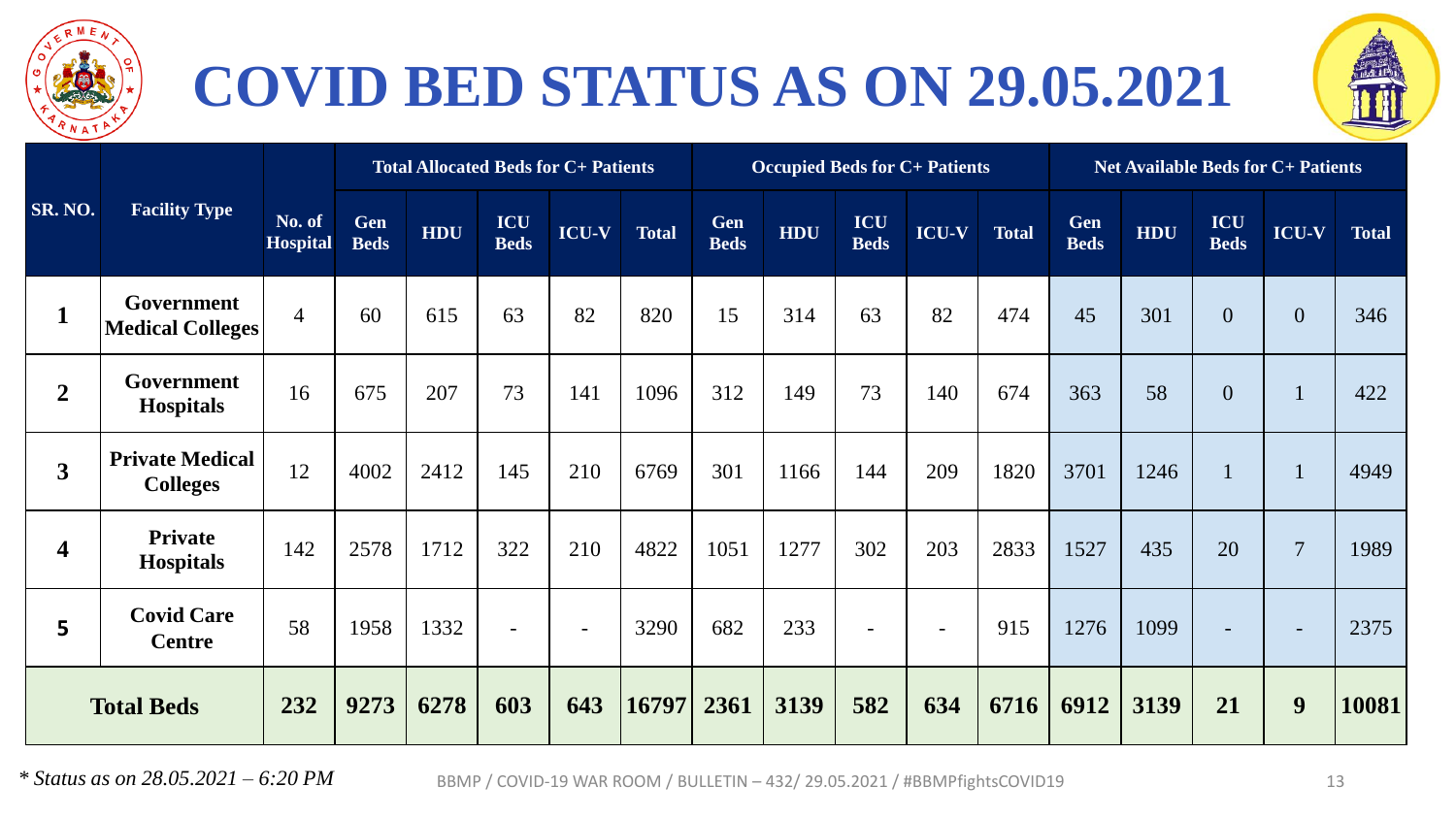# COVID BED STATUS AS ON 29.05.2021

| SR. NO. | Facility Type | No. of Hospital | Total Allocated Beds for C+ Patients | | | | | Occupied Beds for C+ Patients | | | | | Net Available Beds for C+ Patients | | | | |
|---|---|---|---|---|---|---|---|---|---|---|---|---|---|---|---|---|---|
| | | | Gen Beds | HDU | ICU Beds | ICU-V | Total | Gen Beds | HDU | ICU Beds | ICU-V | Total | Gen Beds | HDU | ICU Beds | ICU-V | Total |
| 1 | Government Medical Colleges | 4 | 60 | 615 | 63 | 82 | 820 | 15 | 314 | 63 | 82 | 474 | 45 | 301 | 0 | 0 | 346 |
| 2 | Government Hospitals | 16 | 675 | 207 | 73 | 141 | 1096 | 312 | 149 | 73 | 140 | 674 | 363 | 58 | 0 | 1 | 422 |
| 3 | Private Medical Colleges | 12 | 4002 | 2412 | 145 | 210 | 6769 | 301 | 1166 | 144 | 209 | 1820 | 3701 | 1246 | 1 | 1 | 4949 |
| 4 | Private Hospitals | 142 | 2578 | 1712 | 322 | 210 | 4822 | 1051 | 1277 | 302 | 203 | 2833 | 1527 | 435 | 20 | 7 | 1989 |
| 5 | Covid Care Centre | 58 | 1958 | 1332 | - | - | 3290 | 682 | 233 | - | - | 915 | 1276 | 1099 | - | - | 2375 |
| **Total Beds** | | **232** | **9273** | **6278** | **603** | **643** | **16797** | **2361** | **3139** | **582** | **634** | **6716** | **6912** | **3139** | **21** | **9** | **10081** |

*\* Status as on 28.05.2021 – 6:20 PM*

BBMP / COVID-19 WAR ROOM / BULLETIN – 432/ 29.05.2021 / #BBMPfightsCOVID19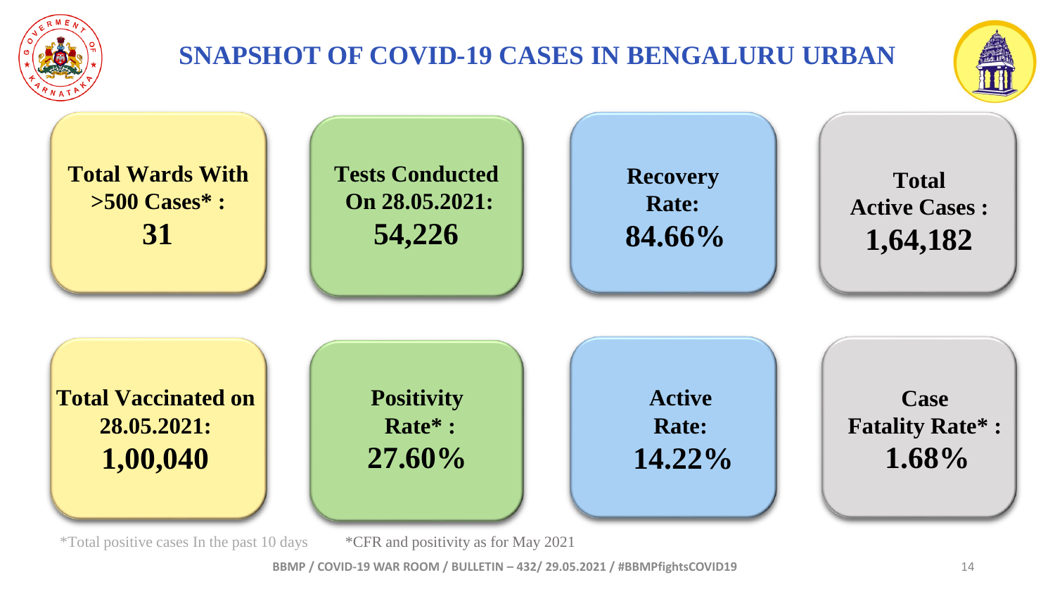# SNAPSHOT OF COVID-19 CASES IN BENGALURU URBAN

**Total Wards With >500 Cases* :**
**31**

**Tests Conducted On 28.05.2021:**
**54,226**

**Recovery Rate:**
**84.66%**

**Total Active Cases :**
**1,64,182**

**Total Vaccinated on 28.05.2021:**
**1,00,040**

**Positivity Rate* :**
**27.60%**

**Active Rate:**
**14.22%**

**Case Fatality Rate* :**
**1.68%**

*Total positive cases In the past 10 days

*CFR and positivity as for May 2021

BBMP / COVID-19 WAR ROOM / BULLETIN – 432/ 29.05.2021 / #BBMPfightsCOVID19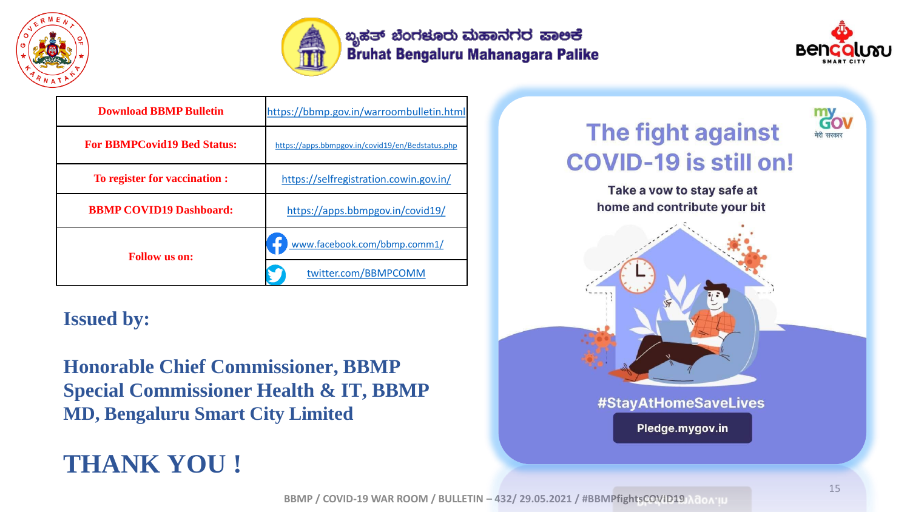ಬೃಹತ್ ಬೆಂಗಳೂರು ಮಹಾನಗರ ಪಾಲಿಕೆ
Bruhat Bengaluru Mahanagara Palike

| | |
|---|---|
| **Download BBMP Bulletin** | https://bbmp.gov.in/warroombulletin.html |
| **For BBMPCovid19 Bed Status:** | https://apps.bbmpgov.in/covid19/en/Bedstatus.php |
| **To register for vaccination :** | https://selfregistration.cowin.gov.in/ |
| **BBMP COVID19 Dashboard:** | https://apps.bbmpgov.in/covid19/ |
| **Follow us on:** | www.facebook.com/bbmp.comm1/ |
| | twitter.com/BBMPCOMM |

## Issued by:

**Honorable Chief Commissioner, BBMP**
**Special Commissioner Health & IT, BBMP**
**MD, Bengaluru Smart City Limited**

# THANK YOU !

The fight against COVID-19 is still on!

Take a vow to stay safe at home and contribute your bit

#StayAtHomeSaveLives

Pledge.mygov.in

BBMP / COVID-19 WAR ROOM / BULLETIN – 432/ 29.05.2021 / #BBMPfightsCOVID19